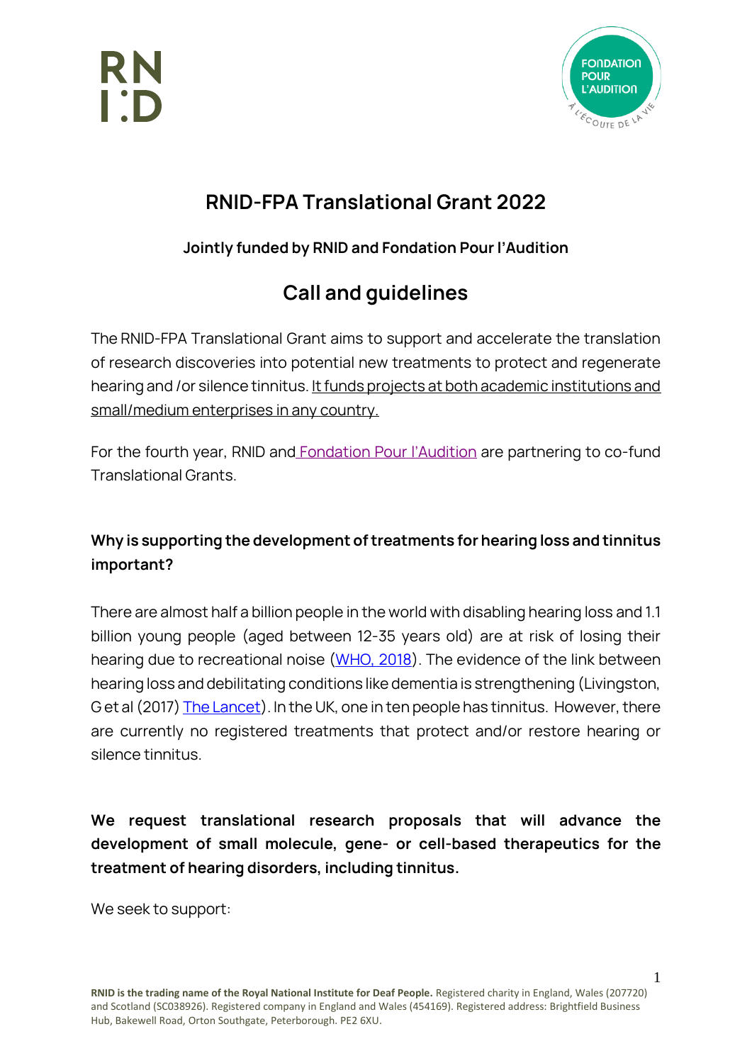# RNID-FPA Translational Grant 2022

**Jointly funded by RNID and Fondation Pour l'Audition**

## Call and guidelines

The RNID-FPA Translational Grant aims to support and accelerate the translation of research discoveries into potential new treatments to protect and regenerate hearing and /or silence tinnitus. It funds projects at both academic institutions and small/medium enterprises in any country.

For the fourth year, RNID and Fondation Pour l'Audition are partnering to co-fund Translational Grants.

### Why is supporting the development of treatments for hearing loss and tinnitus important?

There are almost half a billion people in the world with disabling hearing loss and 1.1 billion young people (aged between 12-35 years old) are at risk of losing their hearing due to recreational noise (WHO, 2018). The evidence of the link between hearing loss and debilitating conditions like dementia is strengthening (Livingston, G et al (2017) The Lancet). In the UK, one in ten people has tinnitus. However, there are currently no registered treatments that protect and/or restore hearing or silence tinnitus.

**We request translational research proposals that will advance the development of small molecule, gene- or cell-based therapeutics for the treatment of hearing disorders, including tinnitus.**

We seek to support:

RNID is the trading name of the Royal National Institute for Deaf People. Registered charity in England, Wales (207720) and Scotland (SC038926). Registered company in England and Wales (454169). Registered address: Brightfield Business Hub, Bakewell Road, Orton Southgate, Peterborough. PE2 6XU.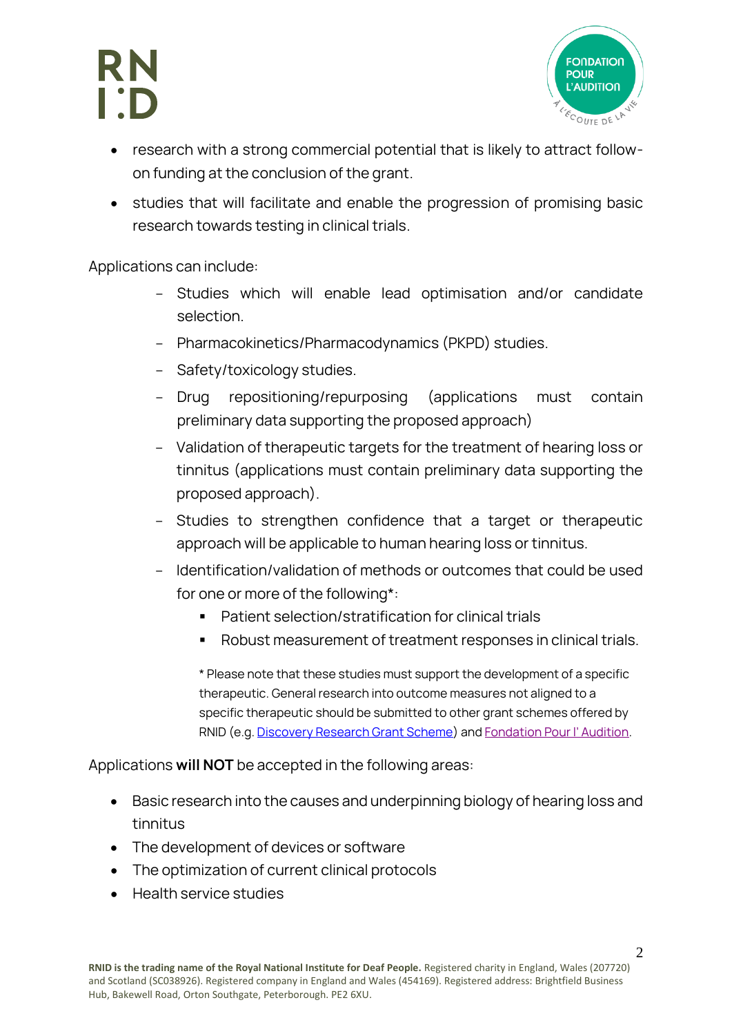- research with a strong commercial potential that is likely to attract follow-on funding at the conclusion of the grant.
- studies that will facilitate and enable the progression of promising basic research towards testing in clinical trials.

Applications can include:

- Studies which will enable lead optimisation and/or candidate selection.
- Pharmacokinetics/Pharmacodynamics (PKPD) studies.
- Safety/toxicology studies.
- Drug repositioning/repurposing (applications must contain preliminary data supporting the proposed approach)
- Validation of therapeutic targets for the treatment of hearing loss or tinnitus (applications must contain preliminary data supporting the proposed approach).
- Studies to strengthen confidence that a target or therapeutic approach will be applicable to human hearing loss or tinnitus.
- Identification/validation of methods or outcomes that could be used for one or more of the following*:
  - Patient selection/stratification for clinical trials
  - Robust measurement of treatment responses in clinical trials.

  * Please note that these studies must support the development of a specific therapeutic. General research into outcome measures not aligned to a specific therapeutic should be submitted to other grant schemes offered by RNID (e.g. Discovery Research Grant Scheme) and Fondation Pour l' Audition.

Applications **will NOT** be accepted in the following areas:

- Basic research into the causes and underpinning biology of hearing loss and tinnitus
- The development of devices or software
- The optimization of current clinical protocols
- Health service studies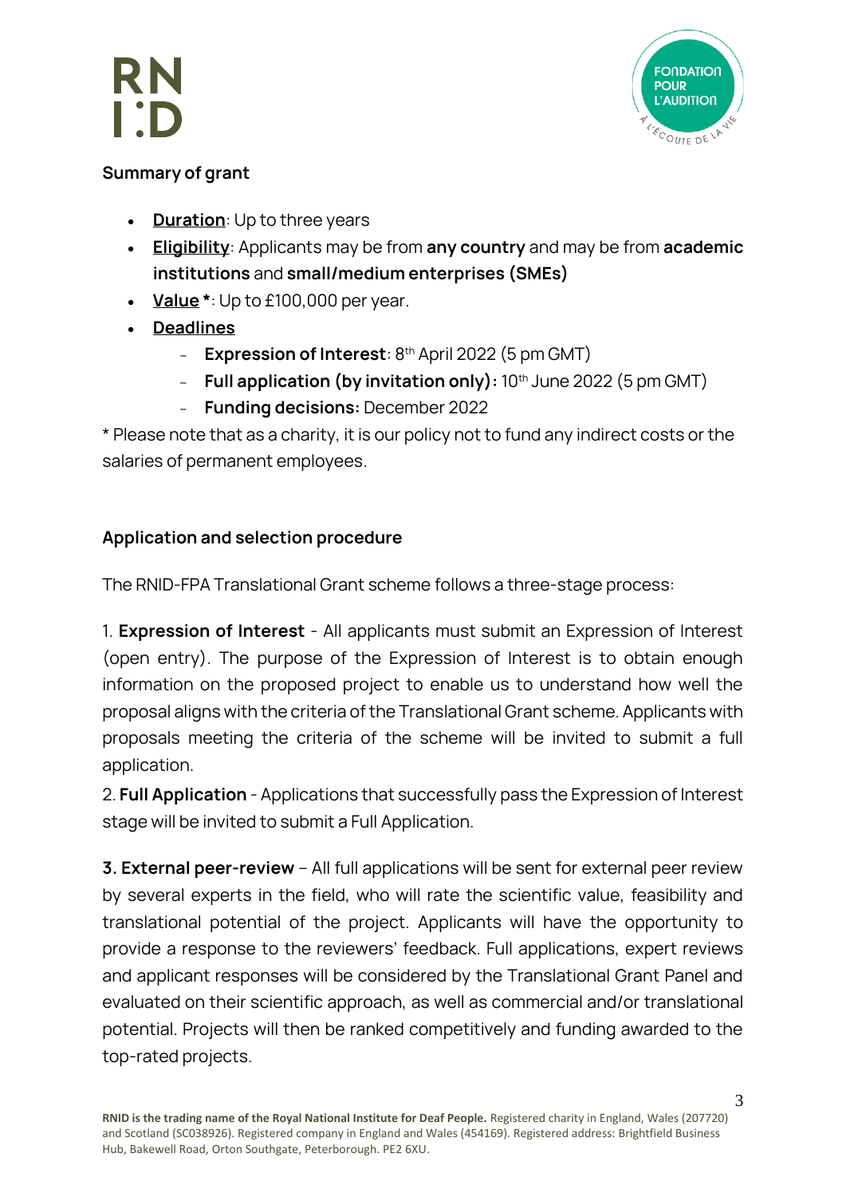**Summary of grant**

- **Duration**: Up to three years
- **Eligibility**: Applicants may be from **any country** and may be from **academic institutions** and **small/medium enterprises (SMEs)**
- **Value \***: Up to £100,000 per year.
- **Deadlines**
  - **Expression of Interest**: 8th April 2022 (5 pm GMT)
  - **Full application (by invitation only):** 10th June 2022 (5 pm GMT)
  - **Funding decisions:** December 2022

\* Please note that as a charity, it is our policy not to fund any indirect costs or the salaries of permanent employees.

**Application and selection procedure**

The RNID-FPA Translational Grant scheme follows a three-stage process:

1. **Expression of Interest** - All applicants must submit an Expression of Interest (open entry). The purpose of the Expression of Interest is to obtain enough information on the proposed project to enable us to understand how well the proposal aligns with the criteria of the Translational Grant scheme. Applicants with proposals meeting the criteria of the scheme will be invited to submit a full application.

2. **Full Application** - Applications that successfully pass the Expression of Interest stage will be invited to submit a Full Application.

**3. External peer-review** – All full applications will be sent for external peer review by several experts in the field, who will rate the scientific value, feasibility and translational potential of the project. Applicants will have the opportunity to provide a response to the reviewers' feedback. Full applications, expert reviews and applicant responses will be considered by the Translational Grant Panel and evaluated on their scientific approach, as well as commercial and/or translational potential. Projects will then be ranked competitively and funding awarded to the top-rated projects.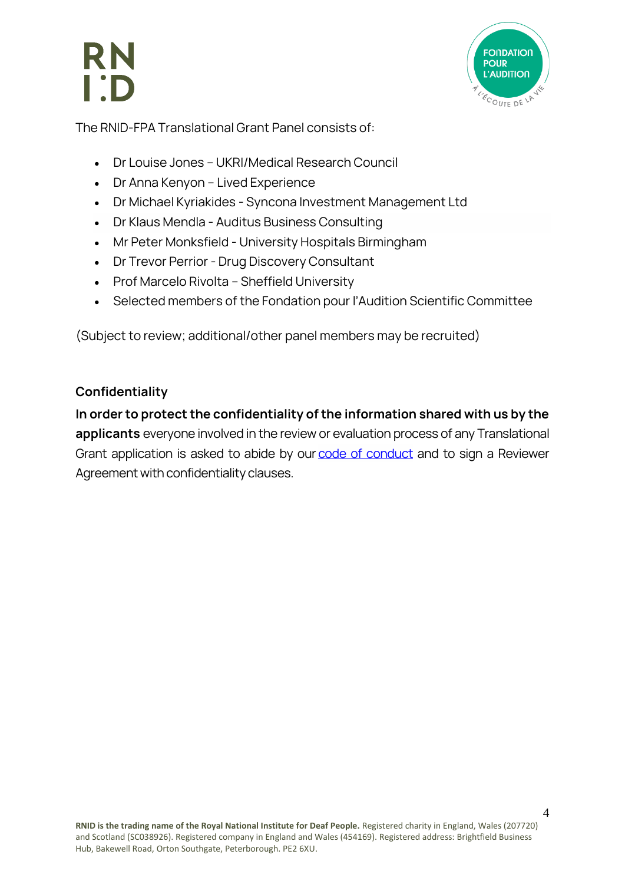The RNID-FPA Translational Grant Panel consists of:

- Dr Louise Jones – UKRI/Medical Research Council
- Dr Anna Kenyon – Lived Experience
- Dr Michael Kyriakides - Syncona Investment Management Ltd
- Dr Klaus Mendla - Auditus Business Consulting
- Mr Peter Monksfield - University Hospitals Birmingham
- Dr Trevor Perrior - Drug Discovery Consultant
- Prof Marcelo Rivolta – Sheffield University
- Selected members of the Fondation pour l'Audition Scientific Committee

(Subject to review; additional/other panel members may be recruited)

### Confidentiality

**In order to protect the confidentiality of the information shared with us by the applicants** everyone involved in the review or evaluation process of any Translational Grant application is asked to abide by our code of conduct and to sign a Reviewer Agreement with confidentiality clauses.

**RNID is the trading name of the Royal National Institute for Deaf People.** Registered charity in England, Wales (207720) and Scotland (SC038926). Registered company in England and Wales (454169). Registered address: Brightfield Business Hub, Bakewell Road, Orton Southgate, Peterborough. PE2 6XU.